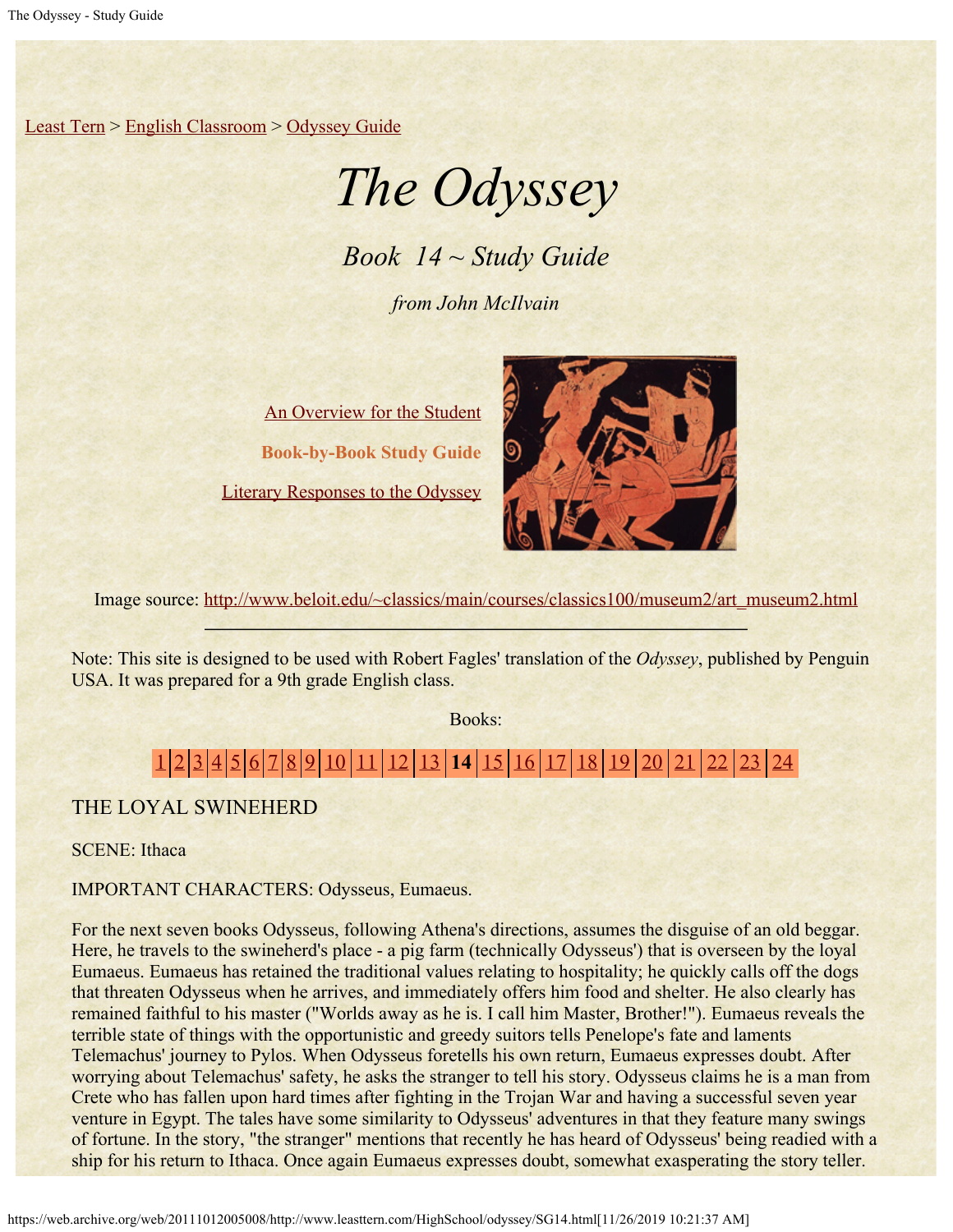Least Tern > English Classroom > Odyssey Guide

# *The Odyssey*

## *Book 14 ~ Study Guide*

*from John McIlvain*

An Overview for the Student

**Book-by-Book Study Guide**

Literary Responses to the Odyssey

Image source: http://www.beloit.edu/~classics/main/courses/classics100/museum2/art_museum2.html

---

Note: This site is designed to be used with Robert Fagles' translation of the *Odyssey*, published by Penguin USA. It was prepared for a 9th grade English class.

Books:

1 | 2 | 3 | 4 | 5 | 6 | 7 | 8 | 9 | 10 | 11 | 12 | 13 | **14** | 15 | 16 | 17 | 18 | 19 | 20 | 21 | 22 | 23 | 24

THE LOYAL SWINEHERD

SCENE: Ithaca

IMPORTANT CHARACTERS: Odysseus, Eumaeus.

For the next seven books Odysseus, following Athena's directions, assumes the disguise of an old beggar. Here, he travels to the swineherd's place - a pig farm (technically Odysseus') that is overseen by the loyal Eumaeus. Eumaeus has retained the traditional values relating to hospitality; he quickly calls off the dogs that threaten Odysseus when he arrives, and immediately offers him food and shelter. He also clearly has remained faithful to his master ("Worlds away as he is. I call him Master, Brother!"). Eumaeus reveals the terrible state of things with the opportunistic and greedy suitors tells Penelope's fate and laments Telemachus' journey to Pylos. When Odysseus foretells his own return, Eumaeus expresses doubt. After worrying about Telemachus' safety, he asks the stranger to tell his story. Odysseus claims he is a man from Crete who has fallen upon hard times after fighting in the Trojan War and having a successful seven year venture in Egypt. The tales have some similarity to Odysseus' adventures in that they feature many swings of fortune. In the story, "the stranger" mentions that recently he has heard of Odysseus' being readied with a ship for his return to Ithaca. Once again Eumaeus expresses doubt, somewhat exasperating the story teller.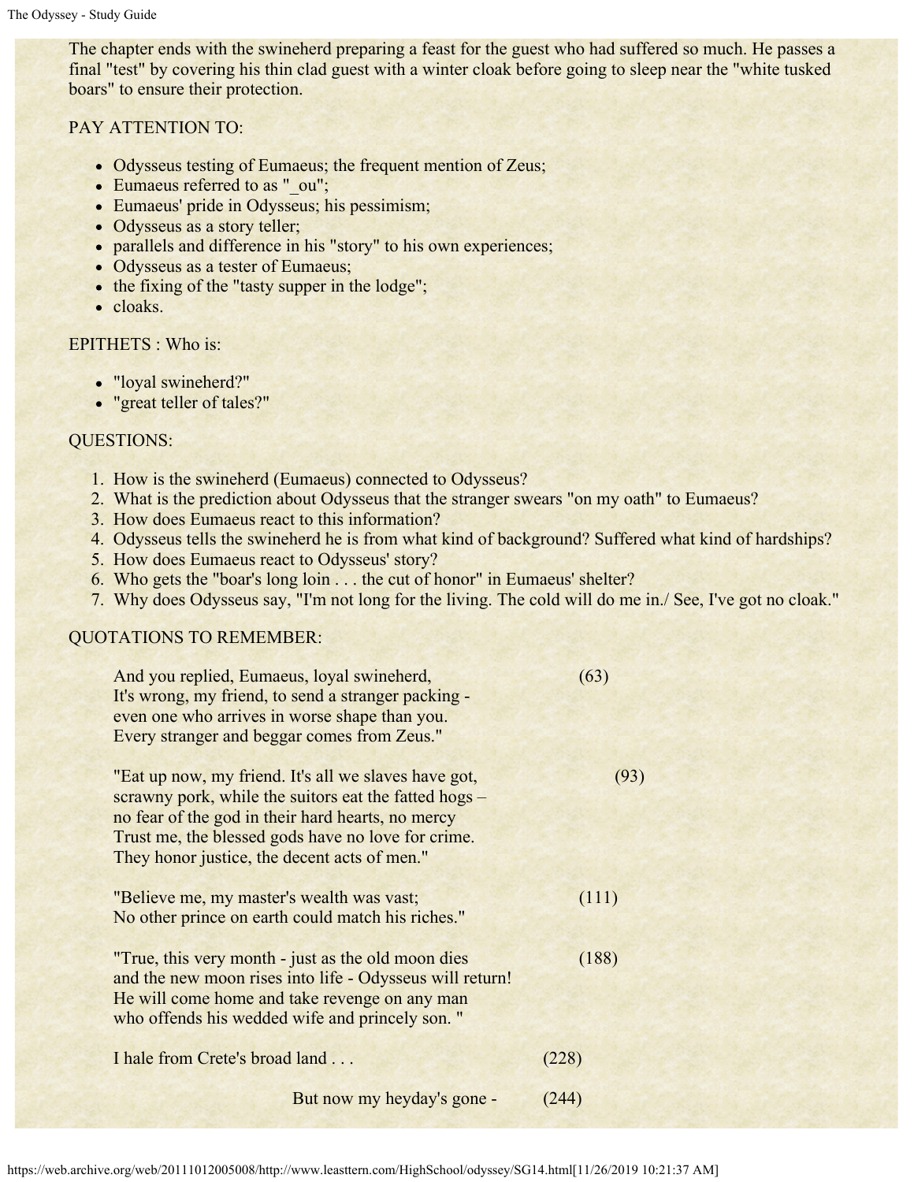The chapter ends with the swineherd preparing a feast for the guest who had suffered so much. He passes a final "test" by covering his thin clad guest with a winter cloak before going to sleep near the "white tusked boars" to ensure their protection.

PAY ATTENTION TO:

- Odysseus testing of Eumaeus; the frequent mention of Zeus;
- Eumaeus referred to as "_ou";
- Eumaeus' pride in Odysseus; his pessimism;
- Odysseus as a story teller;
- parallels and difference in his "story" to his own experiences;
- Odysseus as a tester of Eumaeus;
- the fixing of the "tasty supper in the lodge";
- cloaks.

EPITHETS : Who is:

- "loyal swineherd?"
- "great teller of tales?"

QUESTIONS:

1. How is the swineherd (Eumaeus) connected to Odysseus?
2. What is the prediction about Odysseus that the stranger swears "on my oath" to Eumaeus?
3. How does Eumaeus react to this information?
4. Odysseus tells the swineherd he is from what kind of background? Suffered what kind of hardships?
5. How does Eumaeus react to Odysseus' story?
6. Who gets the "boar's long loin . . . the cut of honor" in Eumaeus' shelter?
7. Why does Odysseus say, "I'm not long for the living. The cold will do me in./ See, I've got no cloak."

QUOTATIONS TO REMEMBER:

> And you replied, Eumaeus, loyal swineherd, (63)
> It's wrong, my friend, to send a stranger packing -
> even one who arrives in worse shape than you.
> Every stranger and beggar comes from Zeus."

> "Eat up now, my friend. It's all we slaves have got, (93)
> scrawny pork, while the suitors eat the fatted hogs –
> no fear of the god in their hard hearts, no mercy
> Trust me, the blessed gods have no love for crime.
> They honor justice, the decent acts of men."

> "Believe me, my master's wealth was vast; (111)
> No other prince on earth could match his riches."

> "True, this very month - just as the old moon dies (188)
> and the new moon rises into life - Odysseus will return!
> He will come home and take revenge on any man
> who offends his wedded wife and princely son. "

> I hale from Crete's broad land . . . (228)

> But now my heyday's gone - (244)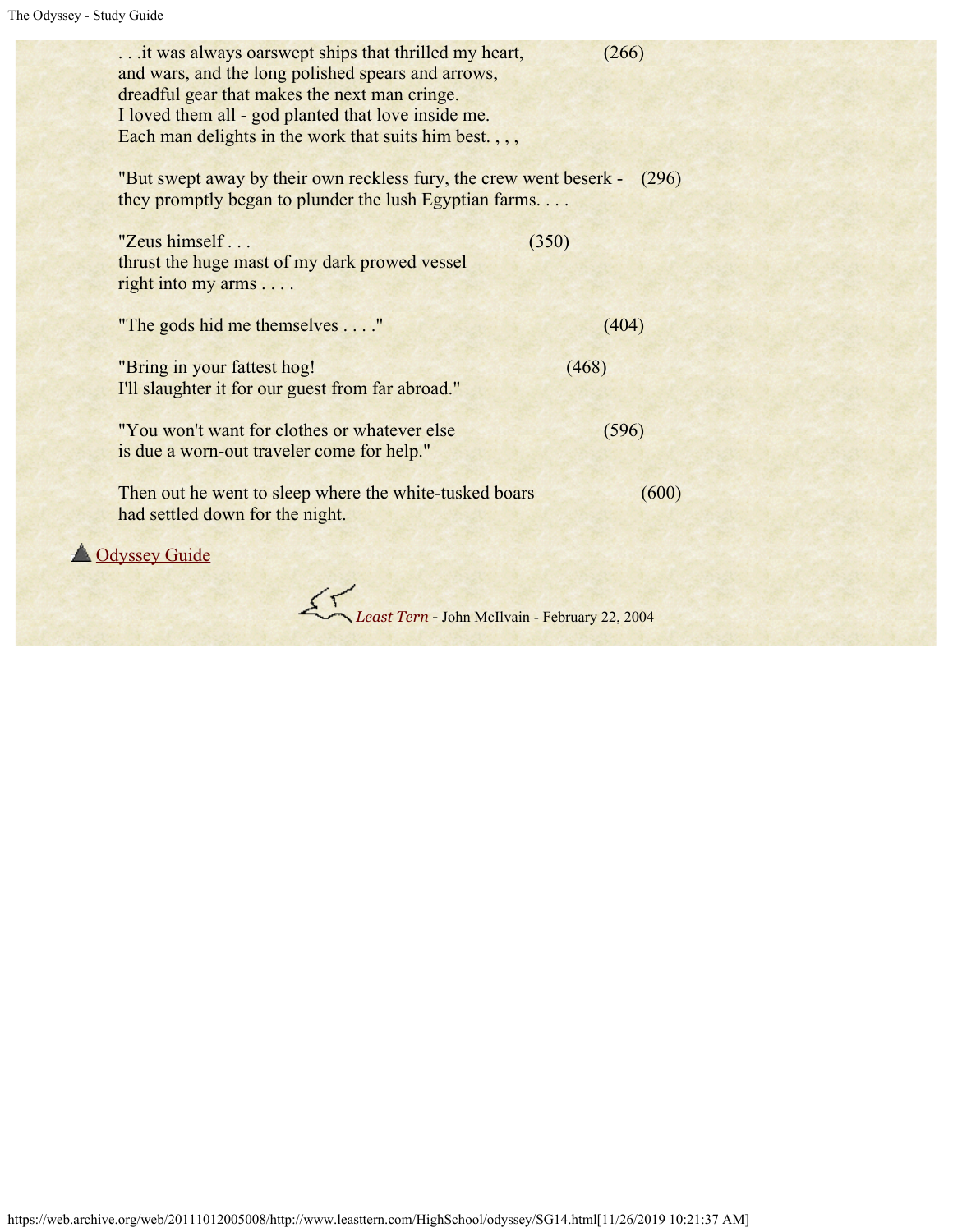. . .it was always oarswept ships that thrilled my heart, (266)
and wars, and the long polished spears and arrows,
dreadful gear that makes the next man cringe.
I loved them all - god planted that love inside me.
Each man delights in the work that suits him best. , , ,

"But swept away by their own reckless fury, the crew went beserk - (296)
they promptly began to plunder the lush Egyptian farms. . . .

"Zeus himself . . . (350)
thrust the huge mast of my dark prowed vessel
right into my arms . . . .

"The gods hid me themselves . . . ." (404)

"Bring in your fattest hog! (468)
I'll slaughter it for our guest from far abroad."

"You won't want for clothes or whatever else (596)
is due a worn-out traveler come for help."

Then out he went to sleep where the white-tusked boars (600)
had settled down for the night.

Odyssey Guide

*Least Tern* - John McIlvain - February 22, 2004